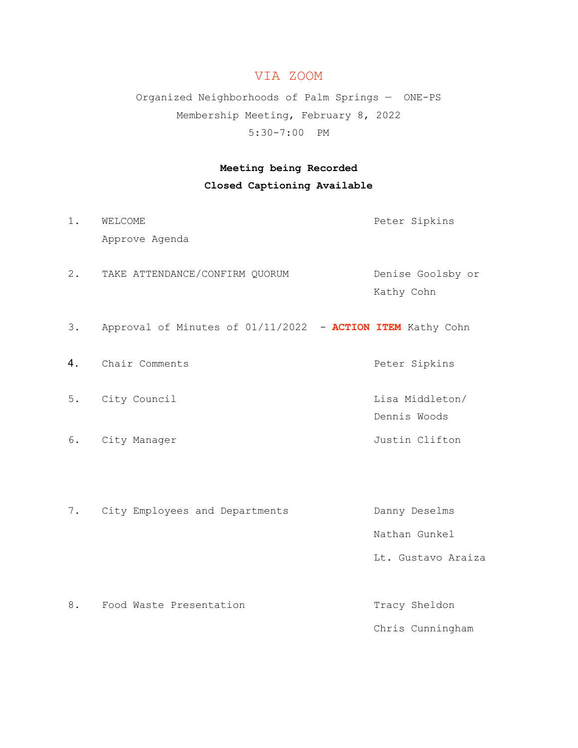# VIA ZOOM

Organized Neighborhoods of Palm Springs — ONE-PS

Membership Meeting, February 8, 2022

5:30-7:00 PM

**Meeting being Recorded**

**Closed Captioning Available**

| | | |
|---|---|---|
| 1. | WELCOME<br>Approve Agenda | Peter Sipkins |
| 2. | TAKE ATTENDANCE/CONFIRM QUORUM | Denise Goolsby or Kathy Cohn |
| 3. | Approval of Minutes of 01/11/2022 - **ACTION ITEM** | Kathy Cohn |
| 4. | Chair Comments | Peter Sipkins |
| 5. | City Council | Lisa Middleton/ Dennis Woods |
| 6. | City Manager | Justin Clifton |
| 7. | City Employees and Departments | Danny Deselms<br>Nathan Gunkel<br>Lt. Gustavo Araiza |
| 8. | Food Waste Presentation | Tracy Sheldon<br>Chris Cunningham |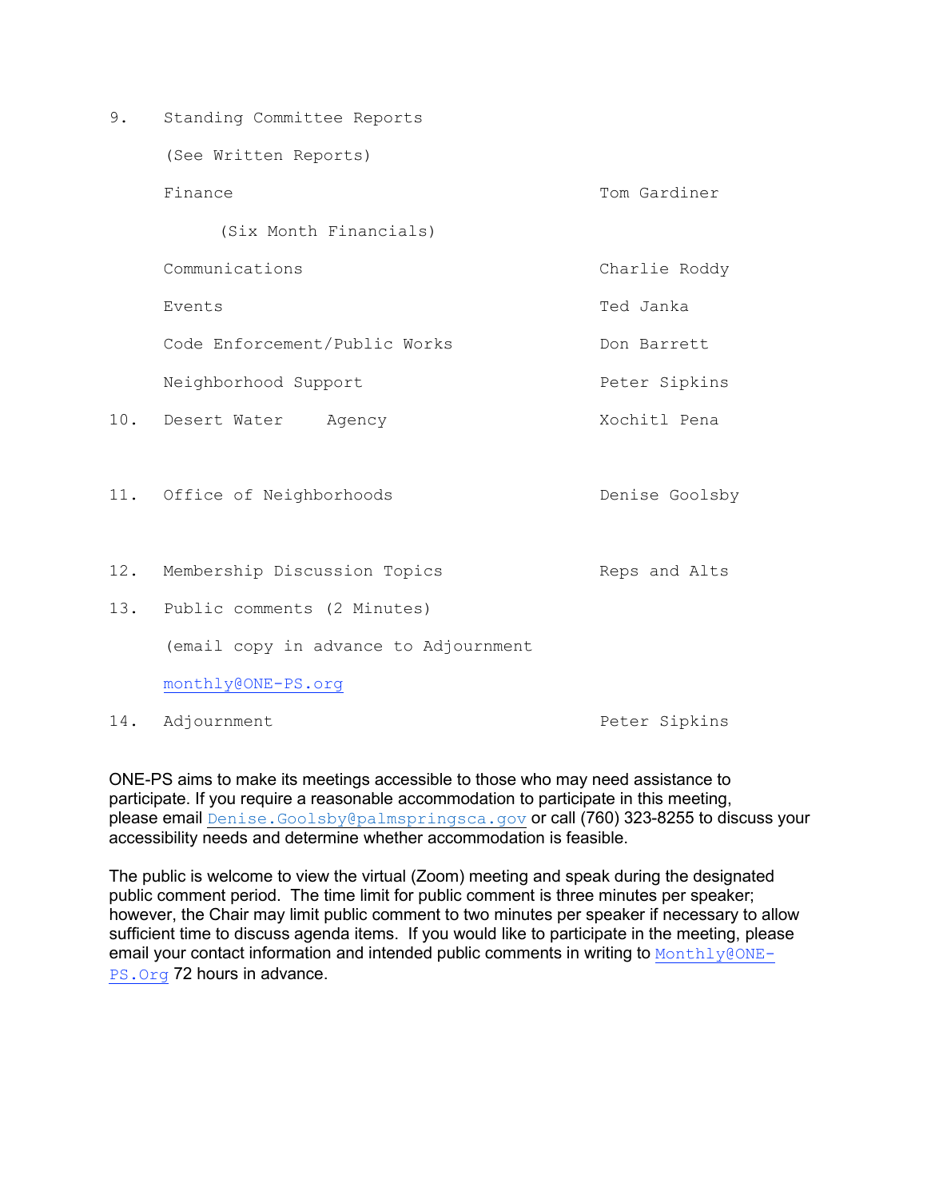9. Standing Committee Reports

   (See Written Reports)

| | |
|---|---|
| Finance | Tom Gardiner |
| (Six Month Financials) | |
| Communications | Charlie Roddy |
| Events | Ted Janka |
| Code Enforcement/Public Works | Don Barrett |
| Neighborhood Support | Peter Sipkins |

10. Desert Water Agency — Xochitl Pena

11. Office of Neighborhoods — Denise Goolsby

12. Membership Discussion Topics — Reps and Alts

13. Public comments (2 Minutes)

    (email copy in advance to Adjournment

    monthly@ONE-PS.org

14. Adjournment — Peter Sipkins

ONE-PS aims to make its meetings accessible to those who may need assistance to participate. If you require a reasonable accommodation to participate in this meeting, please email Denise.Goolsby@palmspringsca.gov or call (760) 323-8255 to discuss your accessibility needs and determine whether accommodation is feasible.

The public is welcome to view the virtual (Zoom) meeting and speak during the designated public comment period. The time limit for public comment is three minutes per speaker; however, the Chair may limit public comment to two minutes per speaker if necessary to allow sufficient time to discuss agenda items. If you would like to participate in the meeting, please email your contact information and intended public comments in writing to Monthly@ONE-PS.Org 72 hours in advance.